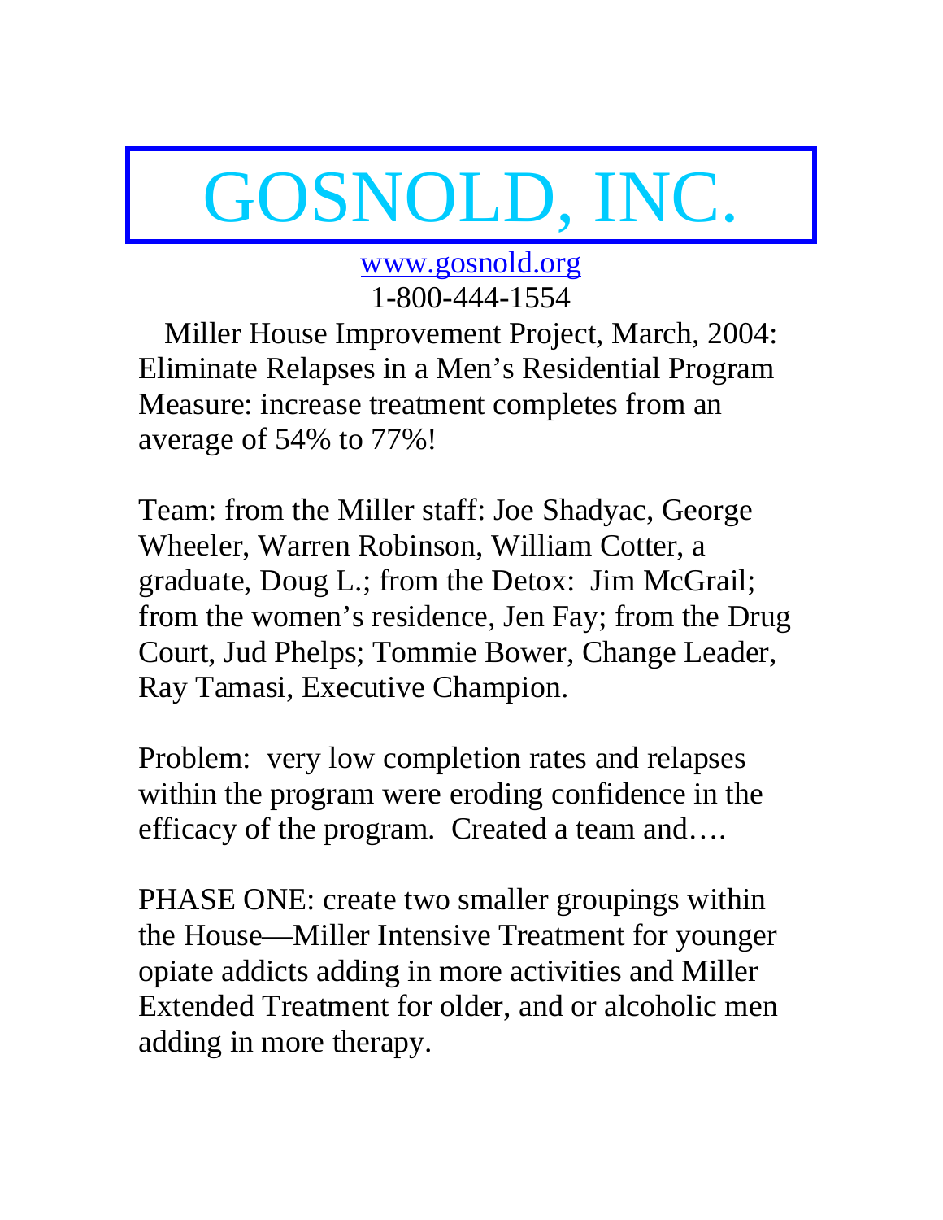# GOSNOLD, INC.

www.gosnold.org

1-800-444-1554

Miller House Improvement Project, March, 2004: Eliminate Relapses in a Men's Residential Program Measure: increase treatment completes from an average of 54% to 77%!

Team: from the Miller staff: Joe Shadyac, George Wheeler, Warren Robinson, William Cotter, a graduate, Doug L.; from the Detox: Jim McGrail; from the women's residence, Jen Fay; from the Drug Court, Jud Phelps; Tommie Bower, Change Leader, Ray Tamasi, Executive Champion.

Problem: very low completion rates and relapses within the program were eroding confidence in the efficacy of the program. Created a team and….

PHASE ONE: create two smaller groupings within the House—Miller Intensive Treatment for younger opiate addicts adding in more activities and Miller Extended Treatment for older, and or alcoholic men adding in more therapy.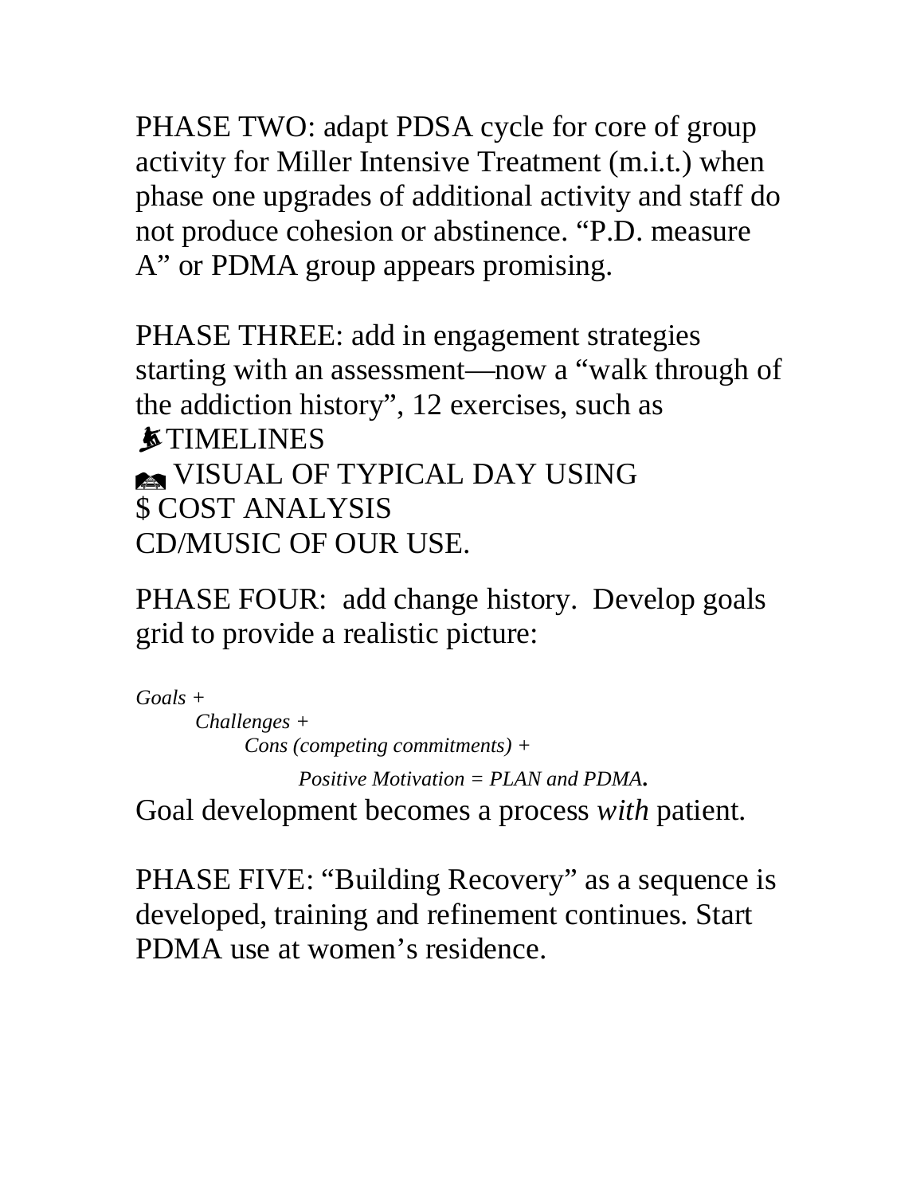PHASE TWO: adapt PDSA cycle for core of group activity for Miller Intensive Treatment (m.i.t.) when phase one upgrades of additional activity and staff do not produce cohesion or abstinence. "P.D. measure A" or PDMA group appears promising.

PHASE THREE: add in engagement strategies starting with an assessment—now a "walk through of the addiction history", 12 exercises, such as

TIMELINES

VISUAL OF TYPICAL DAY USING

$ COST ANALYSIS

CD/MUSIC OF OUR USE.

PHASE FOUR: add change history. Develop goals grid to provide a realistic picture:

*Goals +*

*Challenges +*

*Cons (competing commitments) +*

*Positive Motivation = PLAN and PDMA***.**

Goal development becomes a process *with* patient.

PHASE FIVE: "Building Recovery" as a sequence is developed, training and refinement continues. Start PDMA use at women's residence.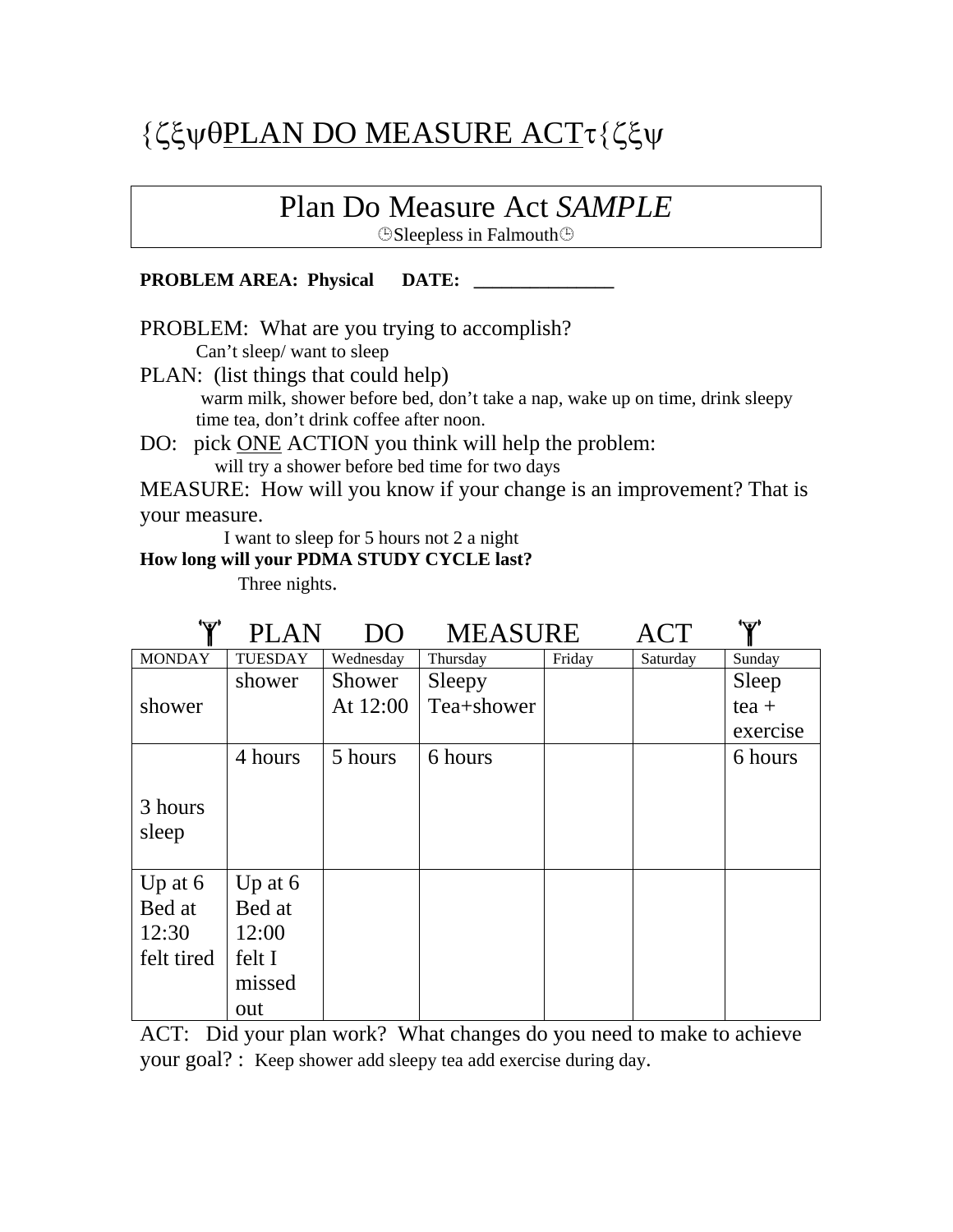# {ζξψθPLAN DO MEASURE ACTτ{ζξψ

## Plan Do Measure Act *SAMPLE*

◷Sleepless in Falmouth◷

**PROBLEM AREA: Physical DATE: _______________**

PROBLEM: What are you trying to accomplish?

Can't sleep/ want to sleep

PLAN: (list things that could help)

warm milk, shower before bed, don't take a nap, wake up on time, drink sleepy time tea, don't drink coffee after noon.

DO: pick ONE ACTION you think will help the problem:

will try a shower before bed time for two days

MEASURE: How will you know if your change is an improvement? That is your measure.

I want to sleep for 5 hours not 2 a night

**How long will your PDMA STUDY CYCLE last?**

Three nights.

### PLAN DO MEASURE ACT

| MONDAY | TUESDAY | Wednesday | Thursday | Friday | Saturday | Sunday |
|---|---|---|---|---|---|---|
| shower | shower | Shower At 12:00 | Sleepy Tea+shower | | | Sleep tea + exercise |
| 3 hours sleep | 4 hours | 5 hours | 6 hours | | | 6 hours |
| Up at 6 Bed at 12:30 felt tired | Up at 6 Bed at 12:00 felt I missed out | | | | | |

ACT: Did your plan work? What changes do you need to make to achieve your goal? : Keep shower add sleepy tea add exercise during day.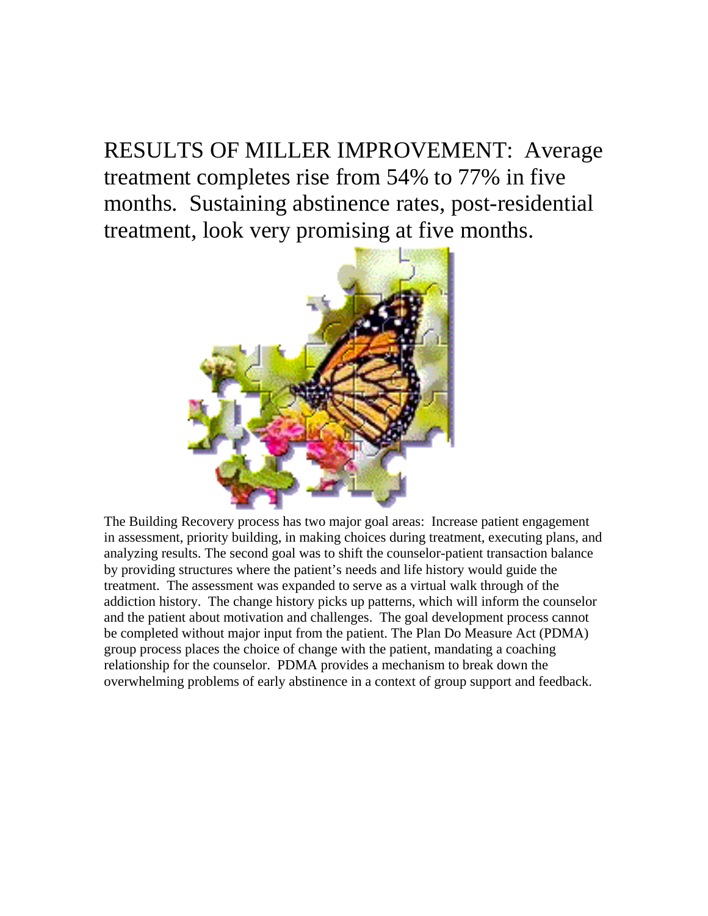RESULTS OF MILLER IMPROVEMENT: Average treatment completes rise from 54% to 77% in five months. Sustaining abstinence rates, post-residential treatment, look very promising at five months.

The Building Recovery process has two major goal areas: Increase patient engagement in assessment, priority building, in making choices during treatment, executing plans, and analyzing results. The second goal was to shift the counselor-patient transaction balance by providing structures where the patient's needs and life history would guide the treatment. The assessment was expanded to serve as a virtual walk through of the addiction history. The change history picks up patterns, which will inform the counselor and the patient about motivation and challenges. The goal development process cannot be completed without major input from the patient. The Plan Do Measure Act (PDMA) group process places the choice of change with the patient, mandating a coaching relationship for the counselor. PDMA provides a mechanism to break down the overwhelming problems of early abstinence in a context of group support and feedback.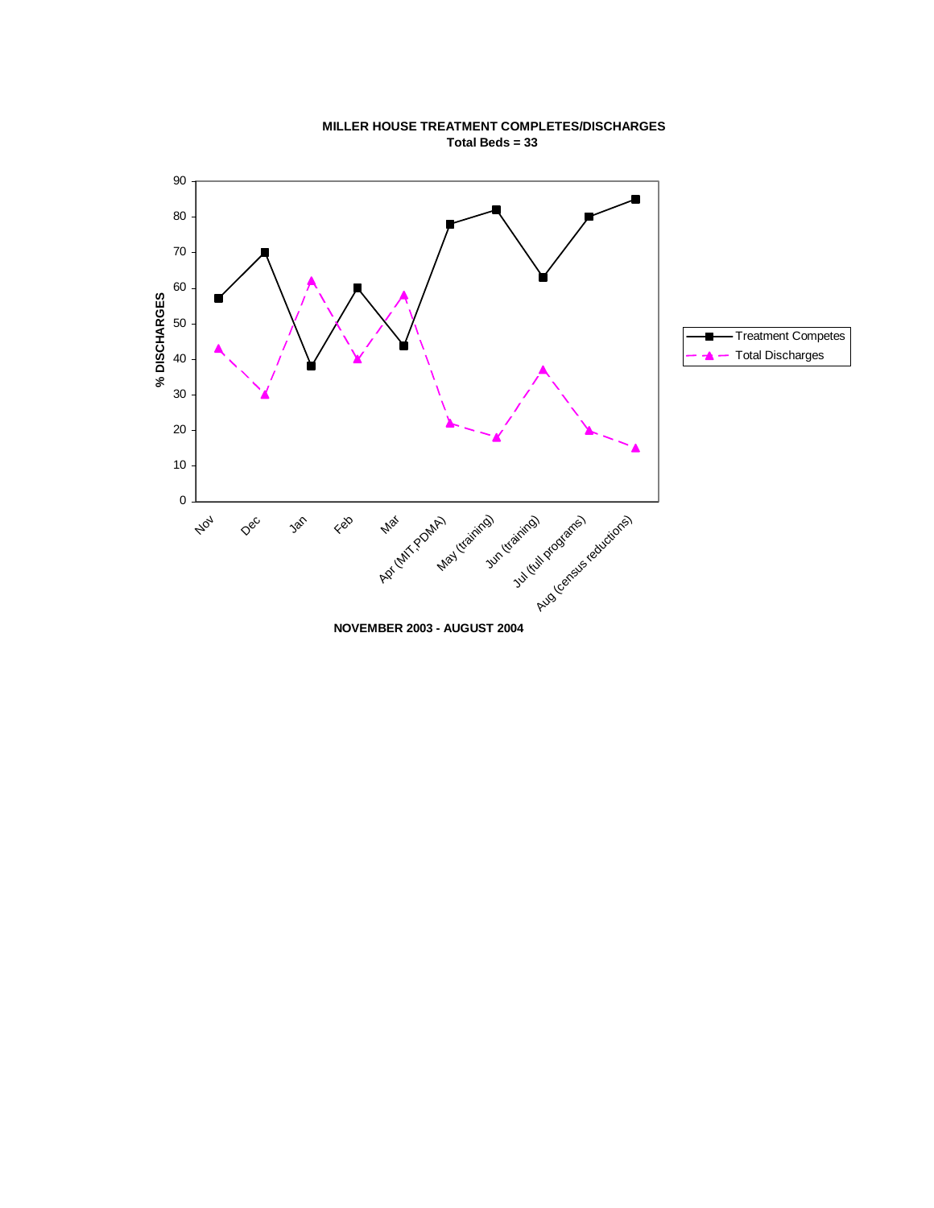**MILLER HOUSE TREATMENT COMPLETES/DISCHARGES**
**Total Beds = 33**

% DISCHARGES

90
80
70
60
50
40
30
20
10
0

Nov
Dec
Jan
Feb
Mar
Apr (MIT,PDMA)
May (training)
Jun (training)
Jul (full programs)
Aug (census reductions)

Treatment Competes
Total Discharges

**NOVEMBER 2003 - AUGUST 2004**